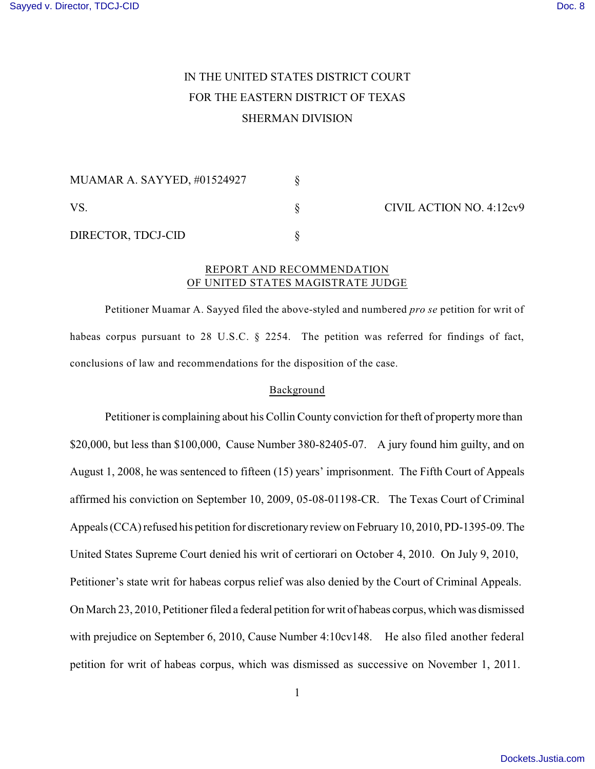IN THE UNITED STATES DISTRICT COURT
FOR THE EASTERN DISTRICT OF TEXAS
SHERMAN DIVISION

| | | |
|---|---|---|
| MUAMAR A. SAYYED, #01524927 | § | |
| VS. | § | CIVIL ACTION NO. 4:12cv9 |
| DIRECTOR, TDCJ-CID | § | |

## REPORT AND RECOMMENDATION OF UNITED STATES MAGISTRATE JUDGE

Petitioner Muamar A. Sayyed filed the above-styled and numbered *pro se* petition for writ of habeas corpus pursuant to 28 U.S.C. § 2254. The petition was referred for findings of fact, conclusions of law and recommendations for the disposition of the case.

### Background

Petitioner is complaining about his Collin County conviction for theft of property more than $20,000, but less than $100,000, Cause Number 380-82405-07. A jury found him guilty, and on August 1, 2008, he was sentenced to fifteen (15) years' imprisonment. The Fifth Court of Appeals affirmed his conviction on September 10, 2009, 05-08-01198-CR. The Texas Court of Criminal Appeals (CCA) refused his petition for discretionary review on February 10, 2010, PD-1395-09. The United States Supreme Court denied his writ of certiorari on October 4, 2010. On July 9, 2010, Petitioner's state writ for habeas corpus relief was also denied by the Court of Criminal Appeals. On March 23, 2010, Petitioner filed a federal petition for writ of habeas corpus, which was dismissed with prejudice on September 6, 2010, Cause Number 4:10cv148. He also filed another federal petition for writ of habeas corpus, which was dismissed as successive on November 1, 2011.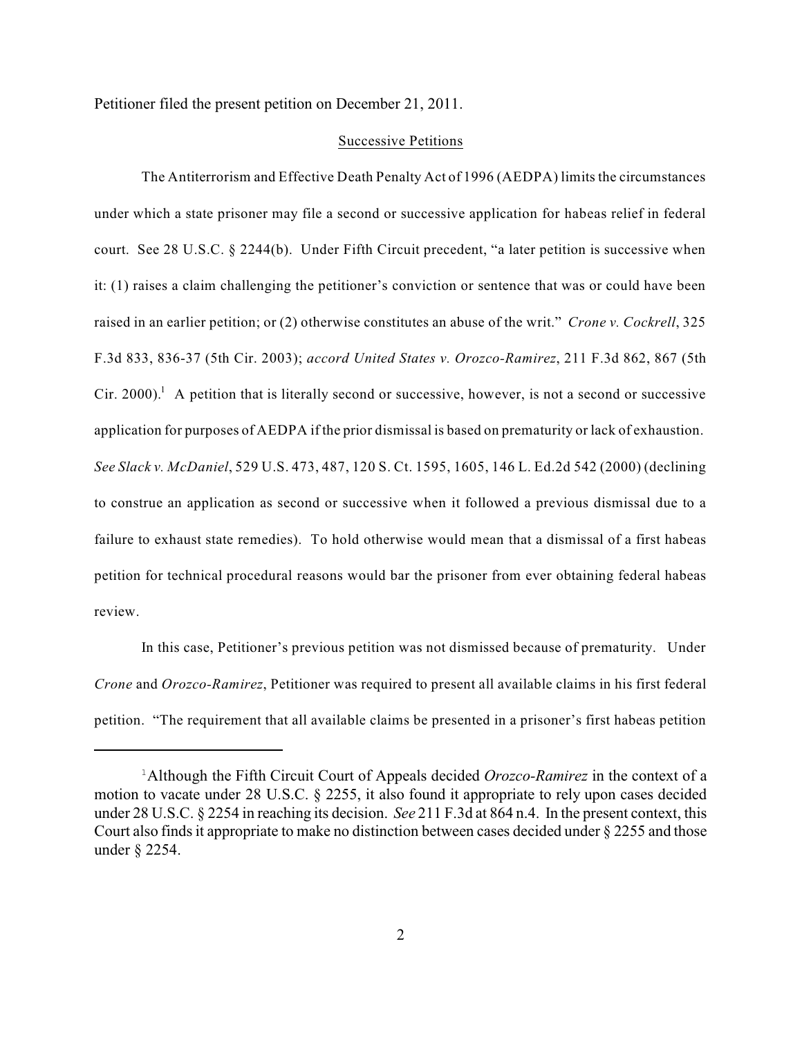Petitioner filed the present petition on December 21, 2011.

## Successive Petitions

The Antiterrorism and Effective Death Penalty Act of 1996 (AEDPA) limits the circumstances under which a state prisoner may file a second or successive application for habeas relief in federal court. See 28 U.S.C. § 2244(b). Under Fifth Circuit precedent, "a later petition is successive when it: (1) raises a claim challenging the petitioner's conviction or sentence that was or could have been raised in an earlier petition; or (2) otherwise constitutes an abuse of the writ." *Crone v. Cockrell*, 325 F.3d 833, 836-37 (5th Cir. 2003); *accord United States v. Orozco-Ramirez*, 211 F.3d 862, 867 (5th Cir. 2000).[1] A petition that is literally second or successive, however, is not a second or successive application for purposes of AEDPA if the prior dismissal is based on prematurity or lack of exhaustion. *See Slack v. McDaniel*, 529 U.S. 473, 487, 120 S. Ct. 1595, 1605, 146 L. Ed.2d 542 (2000) (declining to construe an application as second or successive when it followed a previous dismissal due to a failure to exhaust state remedies). To hold otherwise would mean that a dismissal of a first habeas petition for technical procedural reasons would bar the prisoner from ever obtaining federal habeas review.

In this case, Petitioner's previous petition was not dismissed because of prematurity. Under *Crone* and *Orozco-Ramirez*, Petitioner was required to present all available claims in his first federal petition. "The requirement that all available claims be presented in a prisoner's first habeas petition

---

[1] Although the Fifth Circuit Court of Appeals decided *Orozco-Ramirez* in the context of a motion to vacate under 28 U.S.C. § 2255, it also found it appropriate to rely upon cases decided under 28 U.S.C. § 2254 in reaching its decision. *See* 211 F.3d at 864 n.4. In the present context, this Court also finds it appropriate to make no distinction between cases decided under § 2255 and those under § 2254.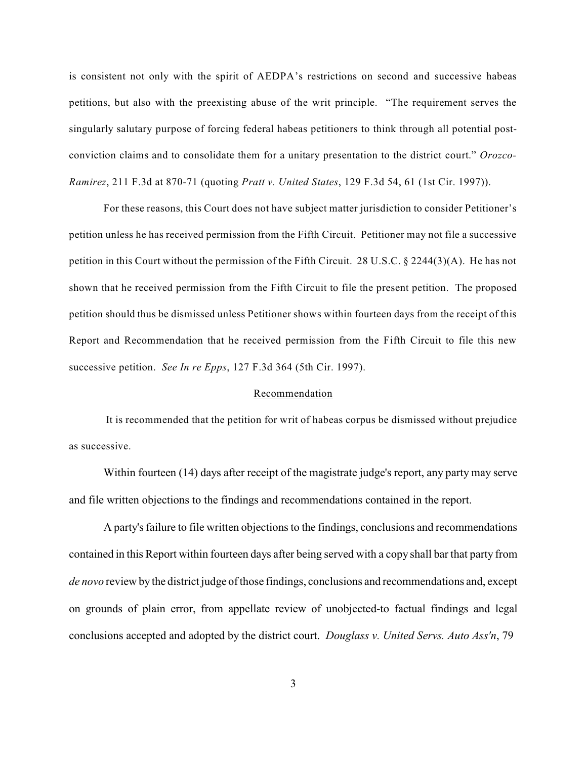is consistent not only with the spirit of AEDPA's restrictions on second and successive habeas petitions, but also with the preexisting abuse of the writ principle. "The requirement serves the singularly salutary purpose of forcing federal habeas petitioners to think through all potential post-conviction claims and to consolidate them for a unitary presentation to the district court." *Orozco-Ramirez*, 211 F.3d at 870-71 (quoting *Pratt v. United States*, 129 F.3d 54, 61 (1st Cir. 1997)).

For these reasons, this Court does not have subject matter jurisdiction to consider Petitioner's petition unless he has received permission from the Fifth Circuit. Petitioner may not file a successive petition in this Court without the permission of the Fifth Circuit. 28 U.S.C. § 2244(3)(A). He has not shown that he received permission from the Fifth Circuit to file the present petition. The proposed petition should thus be dismissed unless Petitioner shows within fourteen days from the receipt of this Report and Recommendation that he received permission from the Fifth Circuit to file this new successive petition. *See In re Epps*, 127 F.3d 364 (5th Cir. 1997).

## Recommendation

It is recommended that the petition for writ of habeas corpus be dismissed without prejudice as successive.

Within fourteen (14) days after receipt of the magistrate judge's report, any party may serve and file written objections to the findings and recommendations contained in the report.

A party's failure to file written objections to the findings, conclusions and recommendations contained in this Report within fourteen days after being served with a copy shall bar that party from *de novo* review by the district judge of those findings, conclusions and recommendations and, except on grounds of plain error, from appellate review of unobjected-to factual findings and legal conclusions accepted and adopted by the district court. *Douglass v. United Servs. Auto Ass'n*, 79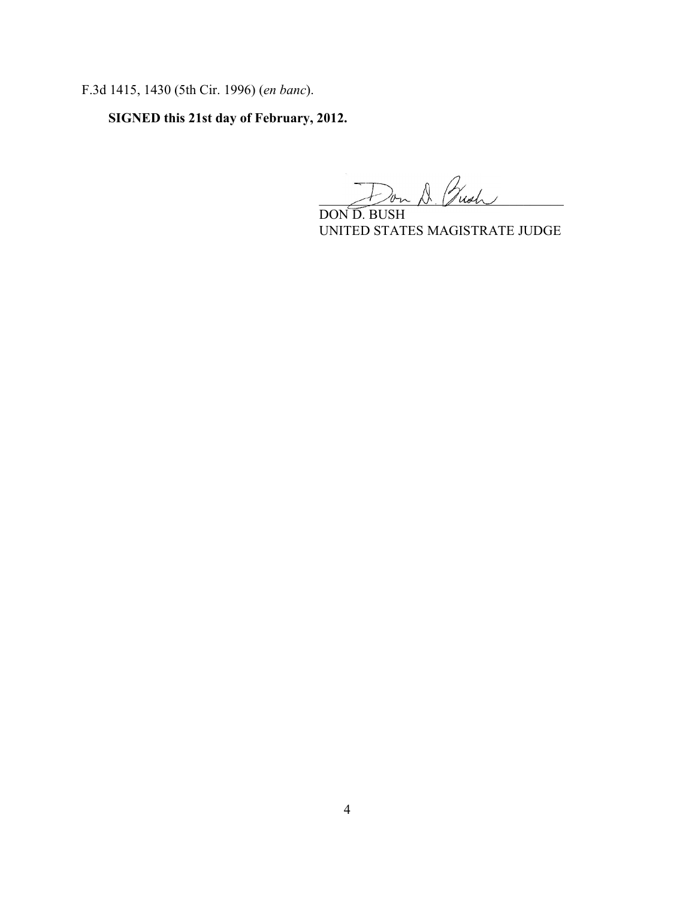F.3d 1415, 1430 (5th Cir. 1996) (*en banc*).

**SIGNED this 21st day of February, 2012.**

DON D. BUSH
UNITED STATES MAGISTRATE JUDGE